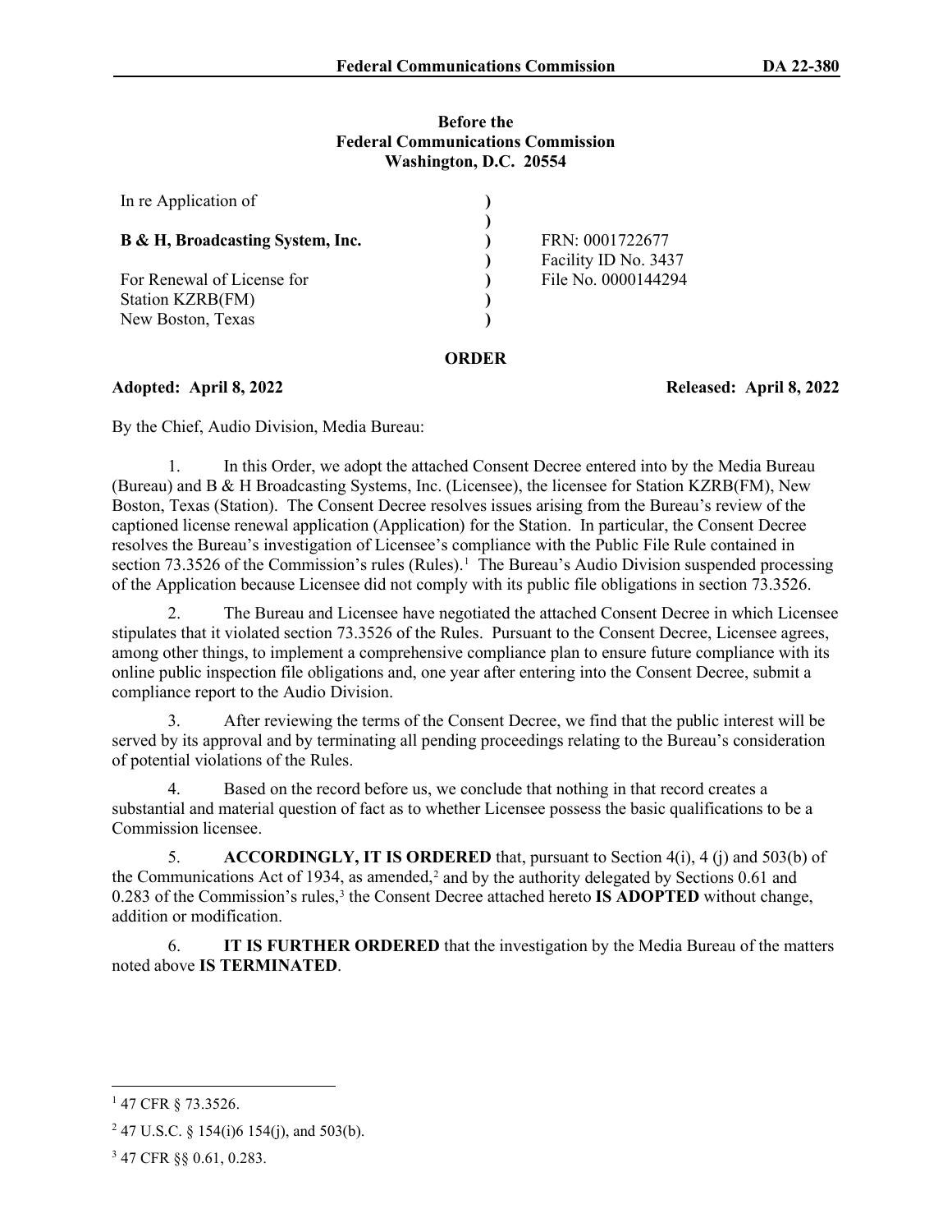**Before the**
**Federal Communications Commission**
**Washington, D.C. 20554**

| | | |
|---|---|---|
| In re Application of | ) | |
| | ) | |
| **B & H, Broadcasting System, Inc.** | ) | FRN: 0001722677 |
| | ) | Facility ID No. 3437 |
| For Renewal of License for | ) | File No. 0000144294 |
| Station KZRB(FM) | ) | |
| New Boston, Texas | ) | |

**ORDER**

**Adopted: April 8, 2022** **Released: April 8, 2022**

By the Chief, Audio Division, Media Bureau:

1. In this Order, we adopt the attached Consent Decree entered into by the Media Bureau (Bureau) and B & H Broadcasting Systems, Inc. (Licensee), the licensee for Station KZRB(FM), New Boston, Texas (Station). The Consent Decree resolves issues arising from the Bureau's review of the captioned license renewal application (Application) for the Station. In particular, the Consent Decree resolves the Bureau's investigation of Licensee's compliance with the Public File Rule contained in section 73.3526 of the Commission's rules (Rules).[1] The Bureau's Audio Division suspended processing of the Application because Licensee did not comply with its public file obligations in section 73.3526.

2. The Bureau and Licensee have negotiated the attached Consent Decree in which Licensee stipulates that it violated section 73.3526 of the Rules. Pursuant to the Consent Decree, Licensee agrees, among other things, to implement a comprehensive compliance plan to ensure future compliance with its online public inspection file obligations and, one year after entering into the Consent Decree, submit a compliance report to the Audio Division.

3. After reviewing the terms of the Consent Decree, we find that the public interest will be served by its approval and by terminating all pending proceedings relating to the Bureau's consideration of potential violations of the Rules.

4. Based on the record before us, we conclude that nothing in that record creates a substantial and material question of fact as to whether Licensee possess the basic qualifications to be a Commission licensee.

5. **ACCORDINGLY, IT IS ORDERED** that, pursuant to Section 4(i), 4 (j) and 503(b) of the Communications Act of 1934, as amended,[2] and by the authority delegated by Sections 0.61 and 0.283 of the Commission's rules,[3] the Consent Decree attached hereto **IS ADOPTED** without change, addition or modification.

6. **IT IS FURTHER ORDERED** that the investigation by the Media Bureau of the matters noted above **IS TERMINATED**.

---

[1] 47 CFR § 73.3526.

[2] 47 U.S.C. § 154(i)6 154(j), and 503(b).

[3] 47 CFR §§ 0.61, 0.283.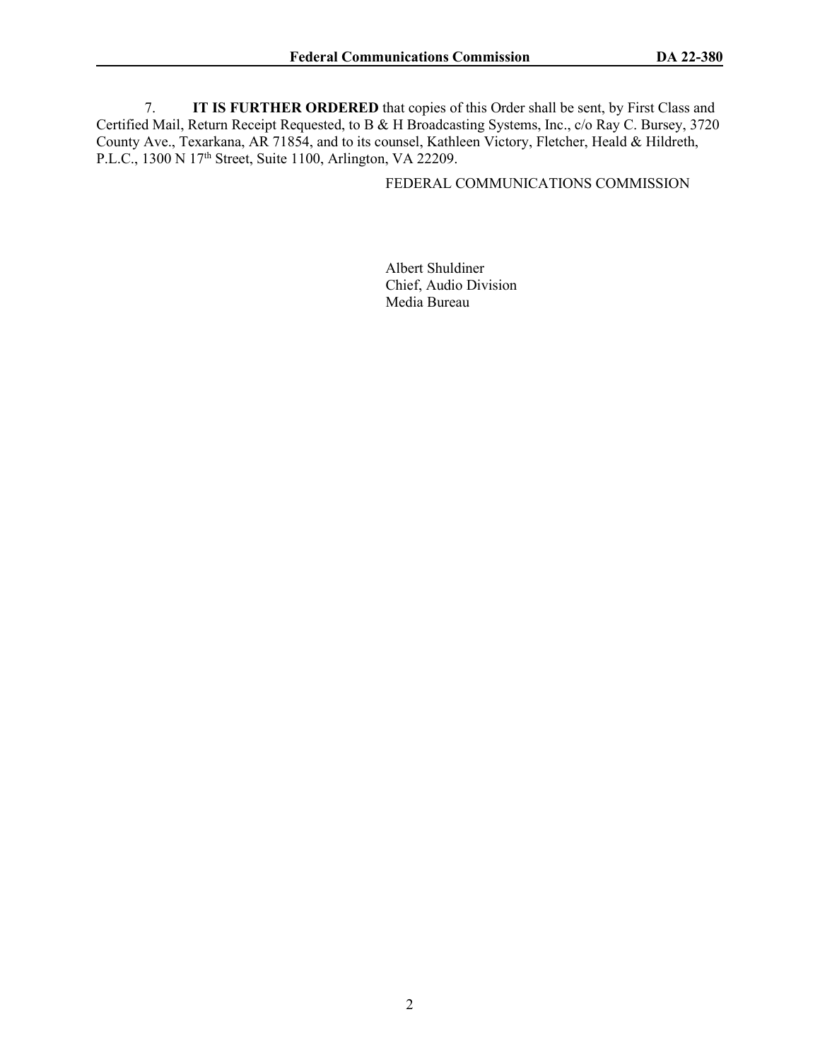7. **IT IS FURTHER ORDERED** that copies of this Order shall be sent, by First Class and Certified Mail, Return Receipt Requested, to B & H Broadcasting Systems, Inc., c/o Ray C. Bursey, 3720 County Ave., Texarkana, AR 71854, and to its counsel, Kathleen Victory, Fletcher, Heald & Hildreth, P.L.C., 1300 N 17th Street, Suite 1100, Arlington, VA 22209.

FEDERAL COMMUNICATIONS COMMISSION

Albert Shuldiner
Chief, Audio Division
Media Bureau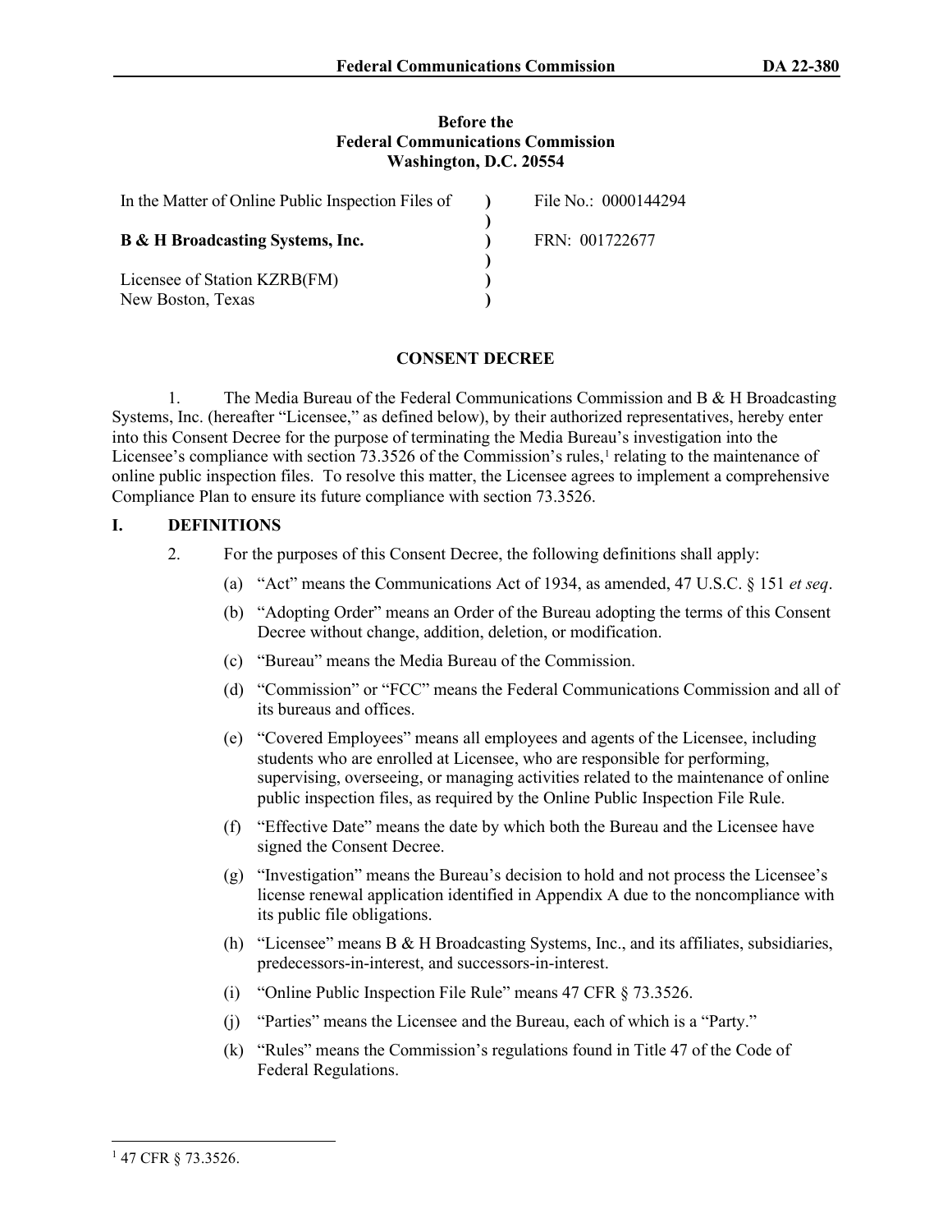Before the
Federal Communications Commission
Washington, D.C. 20554

| In the Matter of Online Public Inspection Files of | ) | File No.: 0000144294 |
|---|---|---|
| | ) | |
| **B & H Broadcasting Systems, Inc.** | ) | FRN: 001722677 |
| | ) | |
| Licensee of Station KZRB(FM) | ) | |
| New Boston, Texas | ) | |

## CONSENT DECREE

1. The Media Bureau of the Federal Communications Commission and B & H Broadcasting Systems, Inc. (hereafter "Licensee," as defined below), by their authorized representatives, hereby enter into this Consent Decree for the purpose of terminating the Media Bureau's investigation into the Licensee's compliance with section 73.3526 of the Commission's rules,[1] relating to the maintenance of online public inspection files. To resolve this matter, the Licensee agrees to implement a comprehensive Compliance Plan to ensure its future compliance with section 73.3526.

## I. DEFINITIONS

2. For the purposes of this Consent Decree, the following definitions shall apply:

   (a) "Act" means the Communications Act of 1934, as amended, 47 U.S.C. § 151 *et seq*.

   (b) "Adopting Order" means an Order of the Bureau adopting the terms of this Consent Decree without change, addition, deletion, or modification.

   (c) "Bureau" means the Media Bureau of the Commission.

   (d) "Commission" or "FCC" means the Federal Communications Commission and all of its bureaus and offices.

   (e) "Covered Employees" means all employees and agents of the Licensee, including students who are enrolled at Licensee, who are responsible for performing, supervising, overseeing, or managing activities related to the maintenance of online public inspection files, as required by the Online Public Inspection File Rule.

   (f) "Effective Date" means the date by which both the Bureau and the Licensee have signed the Consent Decree.

   (g) "Investigation" means the Bureau's decision to hold and not process the Licensee's license renewal application identified in Appendix A due to the noncompliance with its public file obligations.

   (h) "Licensee" means B & H Broadcasting Systems, Inc., and its affiliates, subsidiaries, predecessors-in-interest, and successors-in-interest.

   (i) "Online Public Inspection File Rule" means 47 CFR § 73.3526.

   (j) "Parties" means the Licensee and the Bureau, each of which is a "Party."

   (k) "Rules" means the Commission's regulations found in Title 47 of the Code of Federal Regulations.

---

[1] 47 CFR § 73.3526.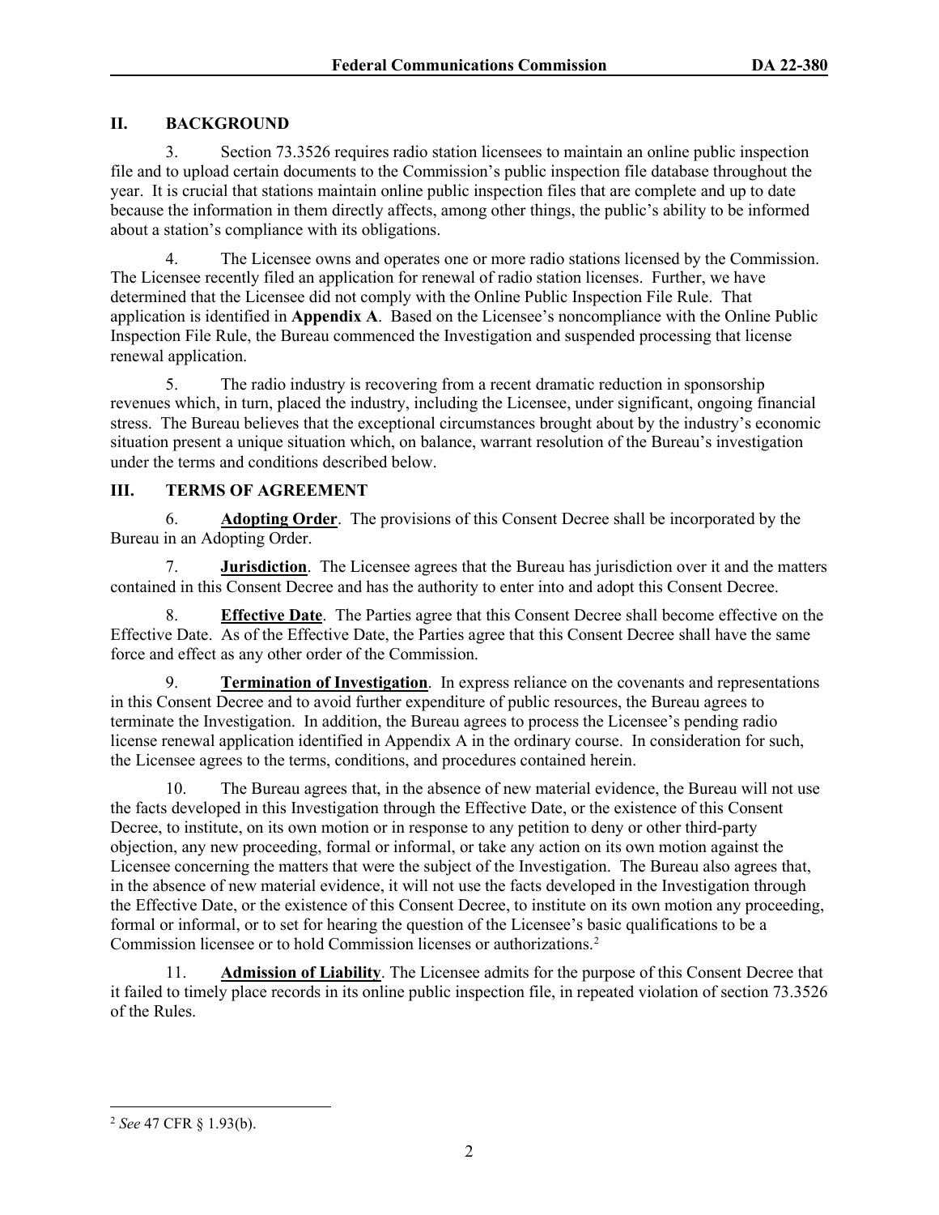## II. BACKGROUND

3. Section 73.3526 requires radio station licensees to maintain an online public inspection file and to upload certain documents to the Commission's public inspection file database throughout the year. It is crucial that stations maintain online public inspection files that are complete and up to date because the information in them directly affects, among other things, the public's ability to be informed about a station's compliance with its obligations.

4. The Licensee owns and operates one or more radio stations licensed by the Commission. The Licensee recently filed an application for renewal of radio station licenses. Further, we have determined that the Licensee did not comply with the Online Public Inspection File Rule. That application is identified in **Appendix A**. Based on the Licensee's noncompliance with the Online Public Inspection File Rule, the Bureau commenced the Investigation and suspended processing that license renewal application.

5. The radio industry is recovering from a recent dramatic reduction in sponsorship revenues which, in turn, placed the industry, including the Licensee, under significant, ongoing financial stress. The Bureau believes that the exceptional circumstances brought about by the industry's economic situation present a unique situation which, on balance, warrant resolution of the Bureau's investigation under the terms and conditions described below.

## III. TERMS OF AGREEMENT

6. **Adopting Order**. The provisions of this Consent Decree shall be incorporated by the Bureau in an Adopting Order.

7. **Jurisdiction**. The Licensee agrees that the Bureau has jurisdiction over it and the matters contained in this Consent Decree and has the authority to enter into and adopt this Consent Decree.

8. **Effective Date**. The Parties agree that this Consent Decree shall become effective on the Effective Date. As of the Effective Date, the Parties agree that this Consent Decree shall have the same force and effect as any other order of the Commission.

9. **Termination of Investigation**. In express reliance on the covenants and representations in this Consent Decree and to avoid further expenditure of public resources, the Bureau agrees to terminate the Investigation. In addition, the Bureau agrees to process the Licensee's pending radio license renewal application identified in Appendix A in the ordinary course. In consideration for such, the Licensee agrees to the terms, conditions, and procedures contained herein.

10. The Bureau agrees that, in the absence of new material evidence, the Bureau will not use the facts developed in this Investigation through the Effective Date, or the existence of this Consent Decree, to institute, on its own motion or in response to any petition to deny or other third-party objection, any new proceeding, formal or informal, or take any action on its own motion against the Licensee concerning the matters that were the subject of the Investigation. The Bureau also agrees that, in the absence of new material evidence, it will not use the facts developed in the Investigation through the Effective Date, or the existence of this Consent Decree, to institute on its own motion any proceeding, formal or informal, or to set for hearing the question of the Licensee's basic qualifications to be a Commission licensee or to hold Commission licenses or authorizations.[2]

11. **Admission of Liability**. The Licensee admits for the purpose of this Consent Decree that it failed to timely place records in its online public inspection file, in repeated violation of section 73.3526 of the Rules.

---

[2] *See* 47 CFR § 1.93(b).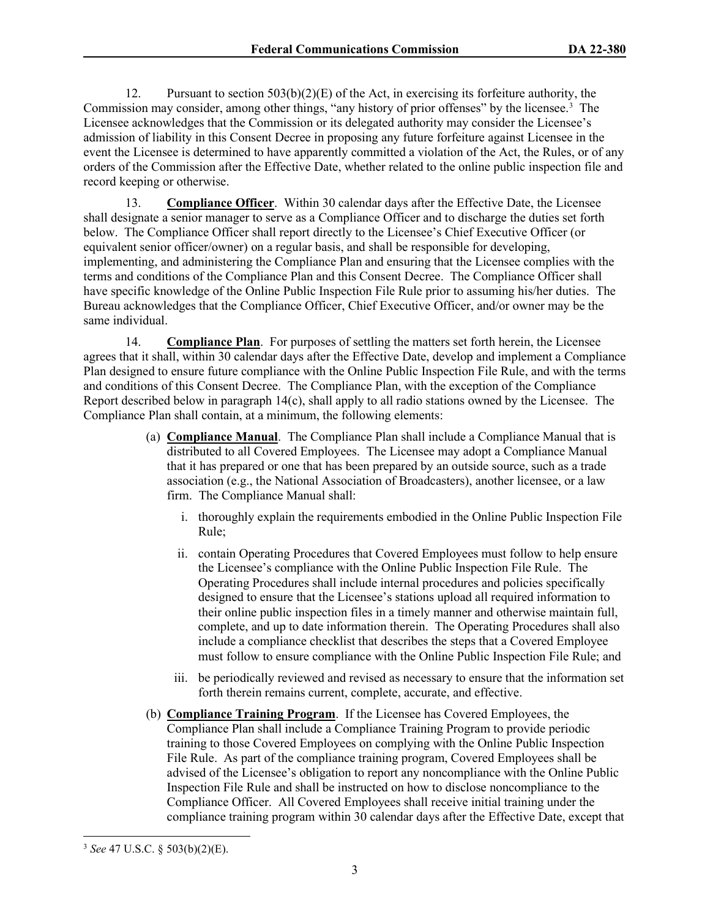12. Pursuant to section 503(b)(2)(E) of the Act, in exercising its forfeiture authority, the Commission may consider, among other things, "any history of prior offenses" by the licensee.[3] The Licensee acknowledges that the Commission or its delegated authority may consider the Licensee's admission of liability in this Consent Decree in proposing any future forfeiture against Licensee in the event the Licensee is determined to have apparently committed a violation of the Act, the Rules, or of any orders of the Commission after the Effective Date, whether related to the online public inspection file and record keeping or otherwise.

13. **Compliance Officer**. Within 30 calendar days after the Effective Date, the Licensee shall designate a senior manager to serve as a Compliance Officer and to discharge the duties set forth below. The Compliance Officer shall report directly to the Licensee's Chief Executive Officer (or equivalent senior officer/owner) on a regular basis, and shall be responsible for developing, implementing, and administering the Compliance Plan and ensuring that the Licensee complies with the terms and conditions of the Compliance Plan and this Consent Decree. The Compliance Officer shall have specific knowledge of the Online Public Inspection File Rule prior to assuming his/her duties. The Bureau acknowledges that the Compliance Officer, Chief Executive Officer, and/or owner may be the same individual.

14. **Compliance Plan**. For purposes of settling the matters set forth herein, the Licensee agrees that it shall, within 30 calendar days after the Effective Date, develop and implement a Compliance Plan designed to ensure future compliance with the Online Public Inspection File Rule, and with the terms and conditions of this Consent Decree. The Compliance Plan, with the exception of the Compliance Report described below in paragraph 14(c), shall apply to all radio stations owned by the Licensee. The Compliance Plan shall contain, at a minimum, the following elements:

(a) **Compliance Manual**. The Compliance Plan shall include a Compliance Manual that is distributed to all Covered Employees. The Licensee may adopt a Compliance Manual that it has prepared or one that has been prepared by an outside source, such as a trade association (e.g., the National Association of Broadcasters), another licensee, or a law firm. The Compliance Manual shall:

i. thoroughly explain the requirements embodied in the Online Public Inspection File Rule;

ii. contain Operating Procedures that Covered Employees must follow to help ensure the Licensee's compliance with the Online Public Inspection File Rule. The Operating Procedures shall include internal procedures and policies specifically designed to ensure that the Licensee's stations upload all required information to their online public inspection files in a timely manner and otherwise maintain full, complete, and up to date information therein. The Operating Procedures shall also include a compliance checklist that describes the steps that a Covered Employee must follow to ensure compliance with the Online Public Inspection File Rule; and

iii. be periodically reviewed and revised as necessary to ensure that the information set forth therein remains current, complete, accurate, and effective.

(b) **Compliance Training Program**. If the Licensee has Covered Employees, the Compliance Plan shall include a Compliance Training Program to provide periodic training to those Covered Employees on complying with the Online Public Inspection File Rule. As part of the compliance training program, Covered Employees shall be advised of the Licensee's obligation to report any noncompliance with the Online Public Inspection File Rule and shall be instructed on how to disclose noncompliance to the Compliance Officer. All Covered Employees shall receive initial training under the compliance training program within 30 calendar days after the Effective Date, except that

[3] *See* 47 U.S.C. § 503(b)(2)(E).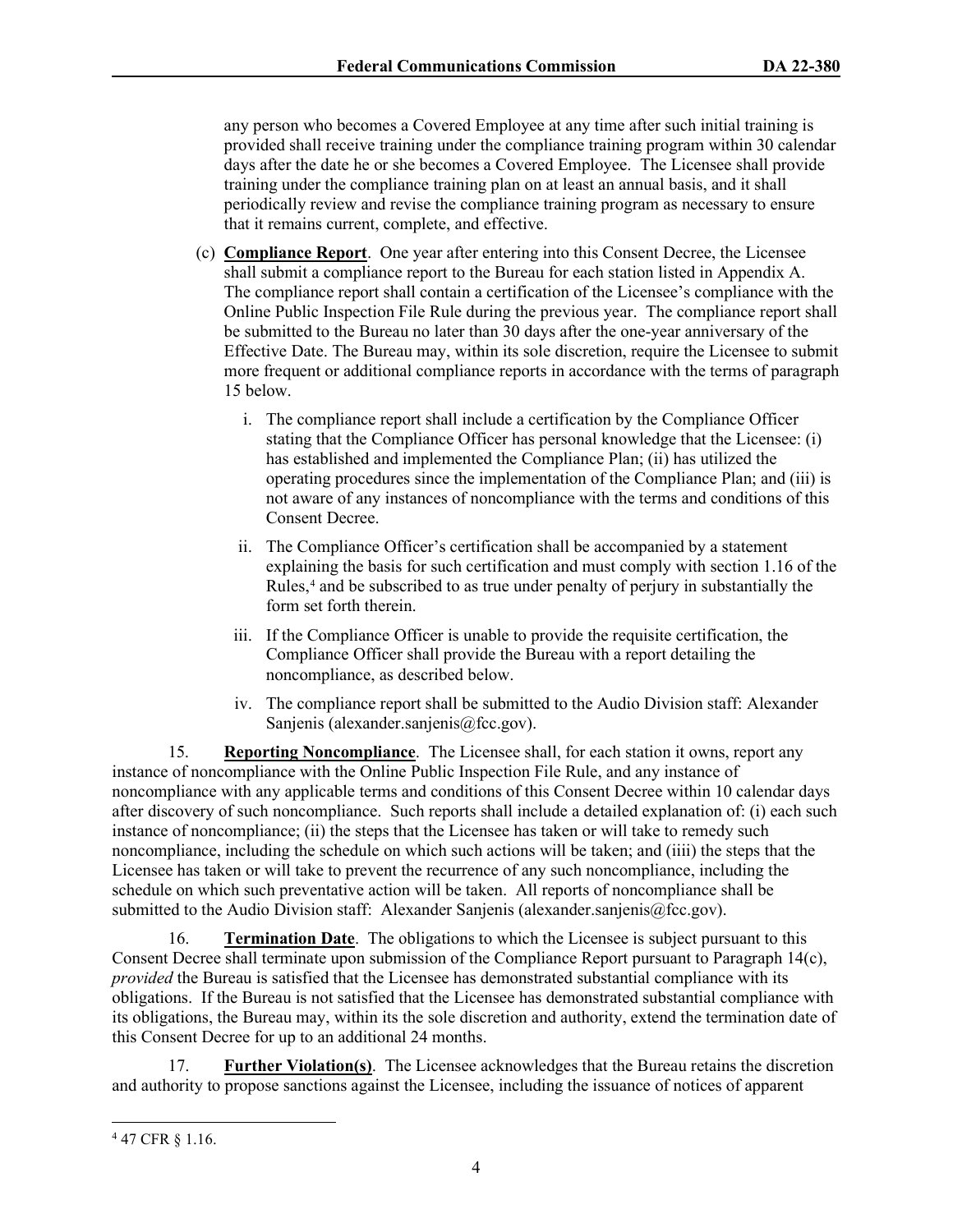any person who becomes a Covered Employee at any time after such initial training is provided shall receive training under the compliance training program within 30 calendar days after the date he or she becomes a Covered Employee. The Licensee shall provide training under the compliance training plan on at least an annual basis, and it shall periodically review and revise the compliance training program as necessary to ensure that it remains current, complete, and effective.

(c) **Compliance Report**. One year after entering into this Consent Decree, the Licensee shall submit a compliance report to the Bureau for each station listed in Appendix A. The compliance report shall contain a certification of the Licensee's compliance with the Online Public Inspection File Rule during the previous year. The compliance report shall be submitted to the Bureau no later than 30 days after the one-year anniversary of the Effective Date. The Bureau may, within its sole discretion, require the Licensee to submit more frequent or additional compliance reports in accordance with the terms of paragraph 15 below.

i. The compliance report shall include a certification by the Compliance Officer stating that the Compliance Officer has personal knowledge that the Licensee: (i) has established and implemented the Compliance Plan; (ii) has utilized the operating procedures since the implementation of the Compliance Plan; and (iii) is not aware of any instances of noncompliance with the terms and conditions of this Consent Decree.

ii. The Compliance Officer's certification shall be accompanied by a statement explaining the basis for such certification and must comply with section 1.16 of the Rules,[4] and be subscribed to as true under penalty of perjury in substantially the form set forth therein.

iii. If the Compliance Officer is unable to provide the requisite certification, the Compliance Officer shall provide the Bureau with a report detailing the noncompliance, as described below.

iv. The compliance report shall be submitted to the Audio Division staff: Alexander Sanjenis (alexander.sanjenis@fcc.gov).

15. **Reporting Noncompliance**. The Licensee shall, for each station it owns, report any instance of noncompliance with the Online Public Inspection File Rule, and any instance of noncompliance with any applicable terms and conditions of this Consent Decree within 10 calendar days after discovery of such noncompliance. Such reports shall include a detailed explanation of: (i) each such instance of noncompliance; (ii) the steps that the Licensee has taken or will take to remedy such noncompliance, including the schedule on which such actions will be taken; and (iiii) the steps that the Licensee has taken or will take to prevent the recurrence of any such noncompliance, including the schedule on which such preventative action will be taken. All reports of noncompliance shall be submitted to the Audio Division staff: Alexander Sanjenis (alexander.sanjenis@fcc.gov).

16. **Termination Date**. The obligations to which the Licensee is subject pursuant to this Consent Decree shall terminate upon submission of the Compliance Report pursuant to Paragraph 14(c), *provided* the Bureau is satisfied that the Licensee has demonstrated substantial compliance with its obligations. If the Bureau is not satisfied that the Licensee has demonstrated substantial compliance with its obligations, the Bureau may, within its the sole discretion and authority, extend the termination date of this Consent Decree for up to an additional 24 months.

17. **Further Violation(s)**. The Licensee acknowledges that the Bureau retains the discretion and authority to propose sanctions against the Licensee, including the issuance of notices of apparent

[4] 47 CFR § 1.16.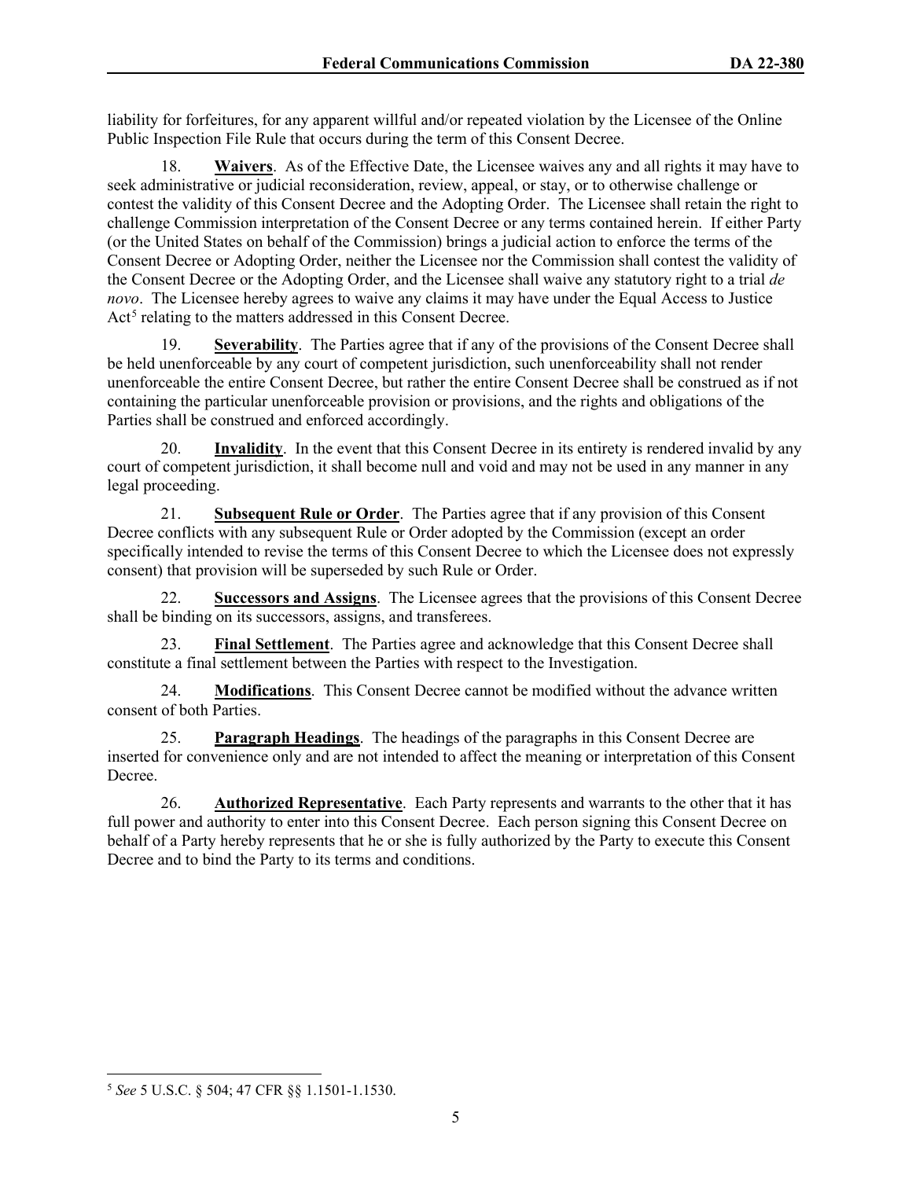liability for forfeitures, for any apparent willful and/or repeated violation by the Licensee of the Online Public Inspection File Rule that occurs during the term of this Consent Decree.

18. **Waivers**. As of the Effective Date, the Licensee waives any and all rights it may have to seek administrative or judicial reconsideration, review, appeal, or stay, or to otherwise challenge or contest the validity of this Consent Decree and the Adopting Order. The Licensee shall retain the right to challenge Commission interpretation of the Consent Decree or any terms contained herein. If either Party (or the United States on behalf of the Commission) brings a judicial action to enforce the terms of the Consent Decree or Adopting Order, neither the Licensee nor the Commission shall contest the validity of the Consent Decree or the Adopting Order, and the Licensee shall waive any statutory right to a trial *de novo*. The Licensee hereby agrees to waive any claims it may have under the Equal Access to Justice Act[5] relating to the matters addressed in this Consent Decree.

19. **Severability**. The Parties agree that if any of the provisions of the Consent Decree shall be held unenforceable by any court of competent jurisdiction, such unenforceability shall not render unenforceable the entire Consent Decree, but rather the entire Consent Decree shall be construed as if not containing the particular unenforceable provision or provisions, and the rights and obligations of the Parties shall be construed and enforced accordingly.

20. **Invalidity**. In the event that this Consent Decree in its entirety is rendered invalid by any court of competent jurisdiction, it shall become null and void and may not be used in any manner in any legal proceeding.

21. **Subsequent Rule or Order**. The Parties agree that if any provision of this Consent Decree conflicts with any subsequent Rule or Order adopted by the Commission (except an order specifically intended to revise the terms of this Consent Decree to which the Licensee does not expressly consent) that provision will be superseded by such Rule or Order.

22. **Successors and Assigns**. The Licensee agrees that the provisions of this Consent Decree shall be binding on its successors, assigns, and transferees.

23. **Final Settlement**. The Parties agree and acknowledge that this Consent Decree shall constitute a final settlement between the Parties with respect to the Investigation.

24. **Modifications**. This Consent Decree cannot be modified without the advance written consent of both Parties.

25. **Paragraph Headings**. The headings of the paragraphs in this Consent Decree are inserted for convenience only and are not intended to affect the meaning or interpretation of this Consent Decree.

26. **Authorized Representative**. Each Party represents and warrants to the other that it has full power and authority to enter into this Consent Decree. Each person signing this Consent Decree on behalf of a Party hereby represents that he or she is fully authorized by the Party to execute this Consent Decree and to bind the Party to its terms and conditions.

---

[5] *See* 5 U.S.C. § 504; 47 CFR §§ 1.1501-1.1530.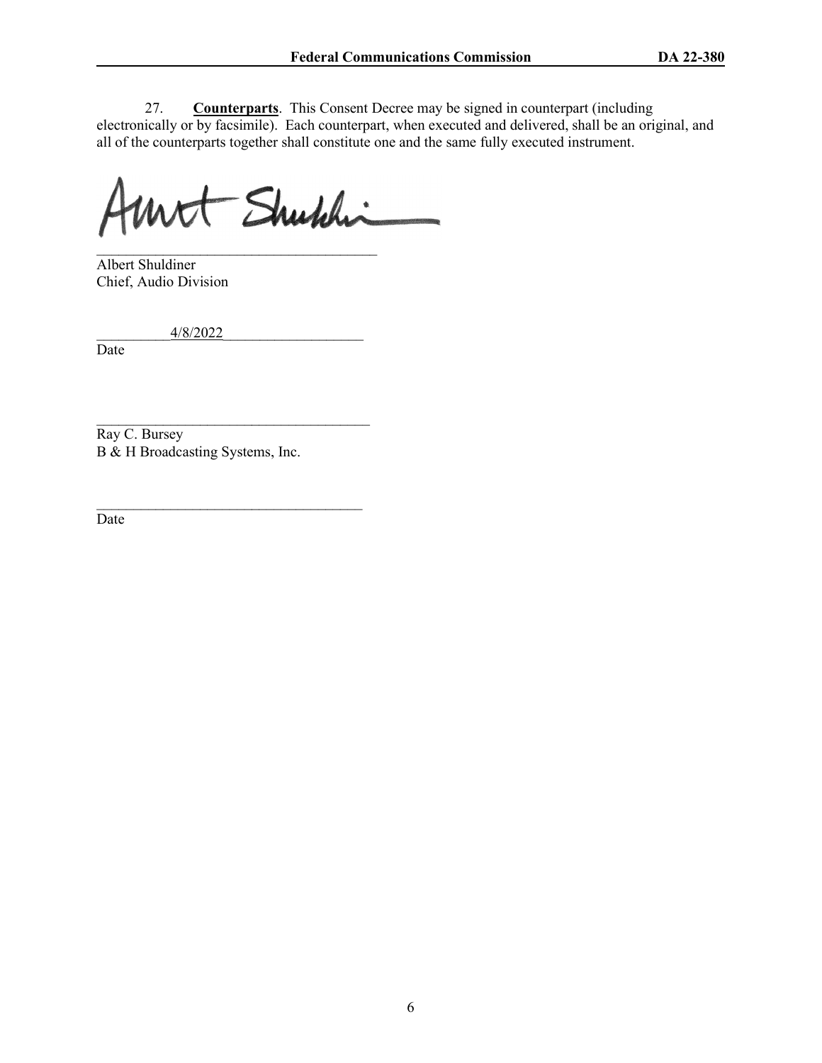27. **Counterparts**. This Consent Decree may be signed in counterpart (including electronically or by facsimile). Each counterpart, when executed and delivered, shall be an original, and all of the counterparts together shall constitute one and the same fully executed instrument.

______________________________________
Albert Shuldiner
Chief, Audio Division

__________4/8/2022__________________
Date

______________________________________
Ray C. Bursey
B & H Broadcasting Systems, Inc.

______________________________________
Date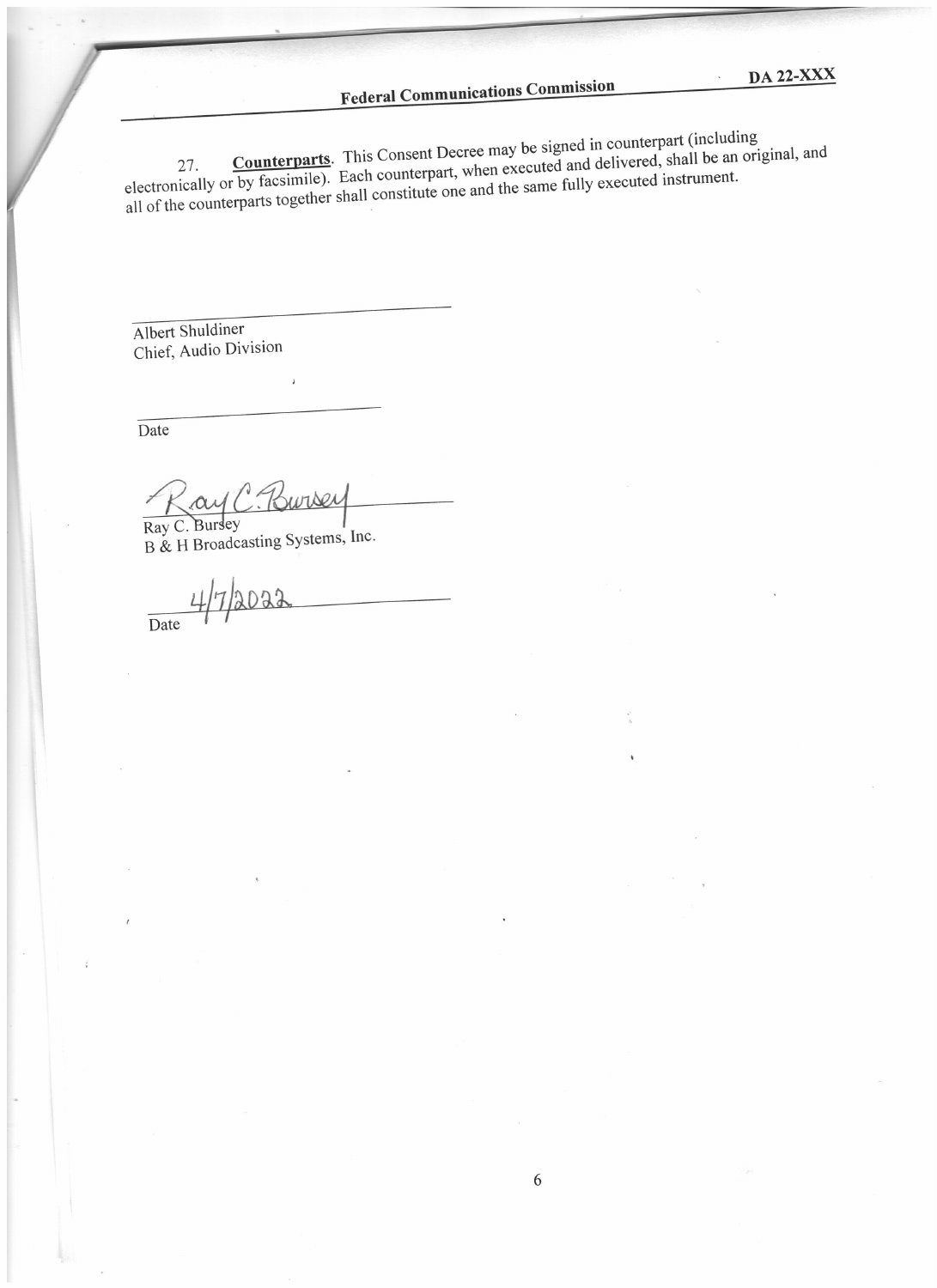27. **Counterparts**. This Consent Decree may be signed in counterpart (including electronically or by facsimile). Each counterpart, when executed and delivered, shall be an original, and all of the counterparts together shall constitute one and the same fully executed instrument.

\_\_\_\_\_\_\_\_\_\_\_\_\_\_\_\_\_\_\_\_\_\_\_\_\_\_\_\_\_\_\_\_

Albert Shuldiner
Chief, Audio Division

\_\_\_\_\_\_\_\_\_\_\_\_\_\_\_\_\_\_\_\_\_\_\_\_\_\_\_\_\_\_\_\_

Date

Ray C. Bursey

\_\_\_\_\_\_\_\_\_\_\_\_\_\_\_\_\_\_\_\_\_\_\_\_\_\_\_\_\_\_\_\_

Ray C. Bursey
B & H Broadcasting Systems, Inc.

4/7/2022

\_\_\_\_\_\_\_\_\_\_\_\_\_\_\_\_\_\_\_\_\_\_\_\_\_\_\_\_\_\_\_\_

Date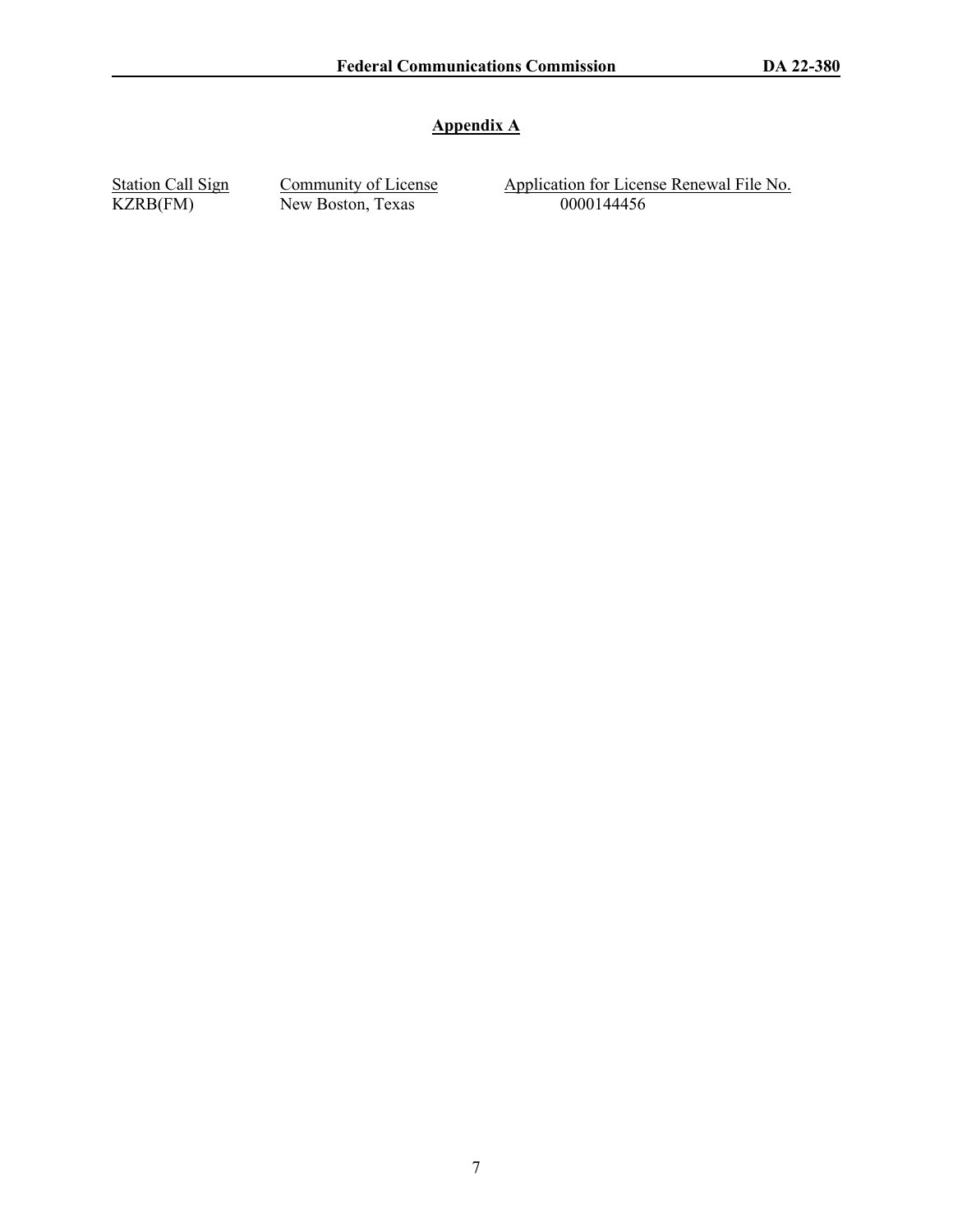## Appendix A

| Station Call Sign | Community of License | Application for License Renewal File No. |
| --- | --- | --- |
| KZRB(FM) | New Boston, Texas | 0000144456 |